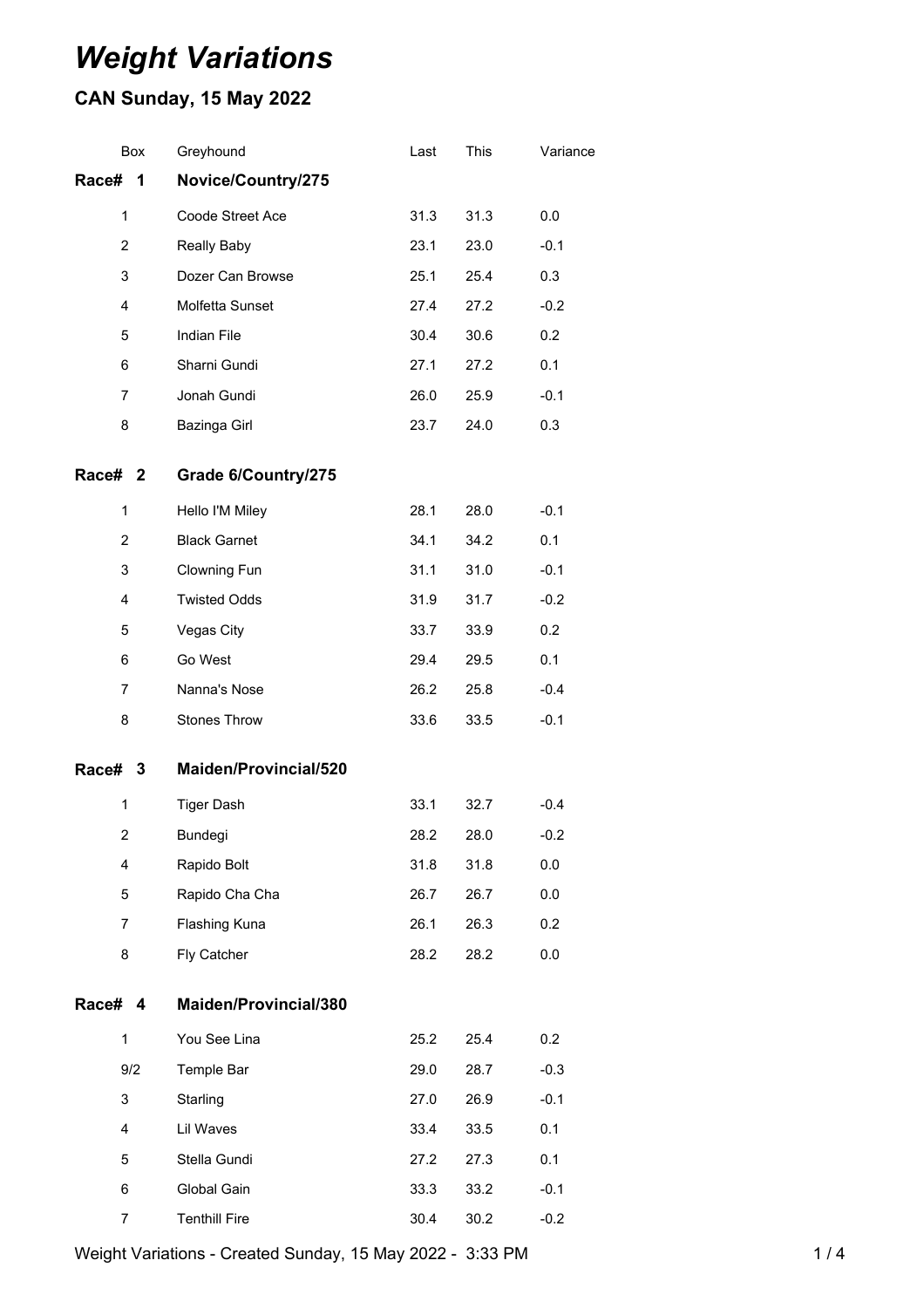# *Weight Variations*

## CAN Sunday, 15 May 2022

| Box | Greyhound | Last | This | Variance |
|---|---|---|---|---|
| **Race# 1** | **Novice/Country/275** | | | |
| 1 | Coode Street Ace | 31.3 | 31.3 | 0.0 |
| 2 | Really Baby | 23.1 | 23.0 | -0.1 |
| 3 | Dozer Can Browse | 25.1 | 25.4 | 0.3 |
| 4 | Molfetta Sunset | 27.4 | 27.2 | -0.2 |
| 5 | Indian File | 30.4 | 30.6 | 0.2 |
| 6 | Sharni Gundi | 27.1 | 27.2 | 0.1 |
| 7 | Jonah Gundi | 26.0 | 25.9 | -0.1 |
| 8 | Bazinga Girl | 23.7 | 24.0 | 0.3 |
| **Race# 2** | **Grade 6/Country/275** | | | |
| 1 | Hello I'M Miley | 28.1 | 28.0 | -0.1 |
| 2 | Black Garnet | 34.1 | 34.2 | 0.1 |
| 3 | Clowning Fun | 31.1 | 31.0 | -0.1 |
| 4 | Twisted Odds | 31.9 | 31.7 | -0.2 |
| 5 | Vegas City | 33.7 | 33.9 | 0.2 |
| 6 | Go West | 29.4 | 29.5 | 0.1 |
| 7 | Nanna's Nose | 26.2 | 25.8 | -0.4 |
| 8 | Stones Throw | 33.6 | 33.5 | -0.1 |
| **Race# 3** | **Maiden/Provincial/520** | | | |
| 1 | Tiger Dash | 33.1 | 32.7 | -0.4 |
| 2 | Bundegi | 28.2 | 28.0 | -0.2 |
| 4 | Rapido Bolt | 31.8 | 31.8 | 0.0 |
| 5 | Rapido Cha Cha | 26.7 | 26.7 | 0.0 |
| 7 | Flashing Kuna | 26.1 | 26.3 | 0.2 |
| 8 | Fly Catcher | 28.2 | 28.2 | 0.0 |
| **Race# 4** | **Maiden/Provincial/380** | | | |
| 1 | You See Lina | 25.2 | 25.4 | 0.2 |
| 9/2 | Temple Bar | 29.0 | 28.7 | -0.3 |
| 3 | Starling | 27.0 | 26.9 | -0.1 |
| 4 | Lil Waves | 33.4 | 33.5 | 0.1 |
| 5 | Stella Gundi | 27.2 | 27.3 | 0.1 |
| 6 | Global Gain | 33.3 | 33.2 | -0.1 |
| 7 | Tenthill Fire | 30.4 | 30.2 | -0.2 |

Weight Variations - Created Sunday, 15 May 2022 - 3:33 PM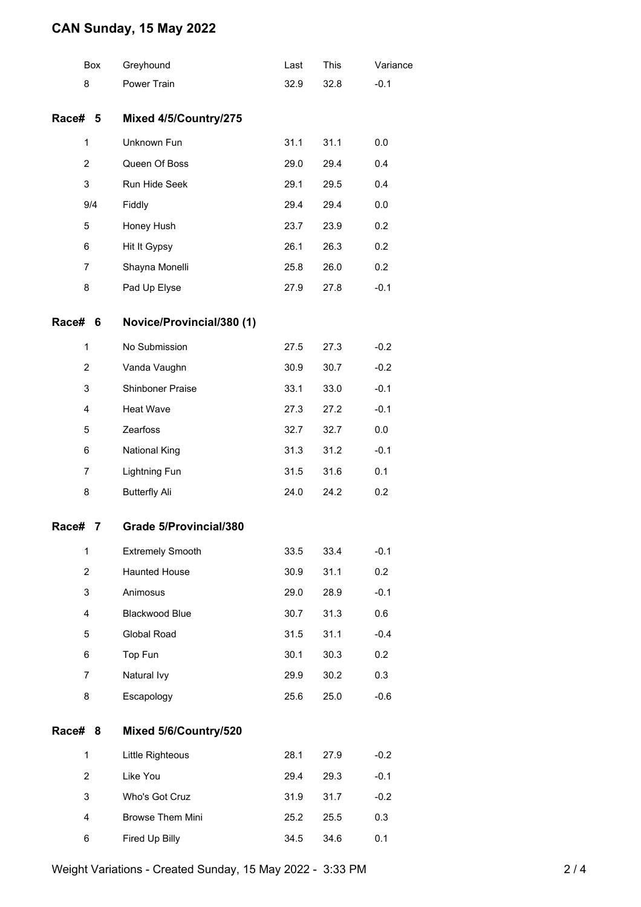# CAN Sunday, 15 May 2022

| Box | Greyhound | Last | This | Variance |
|---|---|---|---|---|
| 8 | Power Train | 32.9 | 32.8 | -0.1 |

## Race# 5 Mixed 4/5/Country/275

| Box | Greyhound | Last | This | Variance |
|---|---|---|---|---|
| 1 | Unknown Fun | 31.1 | 31.1 | 0.0 |
| 2 | Queen Of Boss | 29.0 | 29.4 | 0.4 |
| 3 | Run Hide Seek | 29.1 | 29.5 | 0.4 |
| 9/4 | Fiddly | 29.4 | 29.4 | 0.0 |
| 5 | Honey Hush | 23.7 | 23.9 | 0.2 |
| 6 | Hit It Gypsy | 26.1 | 26.3 | 0.2 |
| 7 | Shayna Monelli | 25.8 | 26.0 | 0.2 |
| 8 | Pad Up Elyse | 27.9 | 27.8 | -0.1 |

## Race# 6 Novice/Provincial/380 (1)

| Box | Greyhound | Last | This | Variance |
|---|---|---|---|---|
| 1 | No Submission | 27.5 | 27.3 | -0.2 |
| 2 | Vanda Vaughn | 30.9 | 30.7 | -0.2 |
| 3 | Shinboner Praise | 33.1 | 33.0 | -0.1 |
| 4 | Heat Wave | 27.3 | 27.2 | -0.1 |
| 5 | Zearfoss | 32.7 | 32.7 | 0.0 |
| 6 | National King | 31.3 | 31.2 | -0.1 |
| 7 | Lightning Fun | 31.5 | 31.6 | 0.1 |
| 8 | Butterfly Ali | 24.0 | 24.2 | 0.2 |

## Race# 7 Grade 5/Provincial/380

| Box | Greyhound | Last | This | Variance |
|---|---|---|---|---|
| 1 | Extremely Smooth | 33.5 | 33.4 | -0.1 |
| 2 | Haunted House | 30.9 | 31.1 | 0.2 |
| 3 | Animosus | 29.0 | 28.9 | -0.1 |
| 4 | Blackwood Blue | 30.7 | 31.3 | 0.6 |
| 5 | Global Road | 31.5 | 31.1 | -0.4 |
| 6 | Top Fun | 30.1 | 30.3 | 0.2 |
| 7 | Natural Ivy | 29.9 | 30.2 | 0.3 |
| 8 | Escapology | 25.6 | 25.0 | -0.6 |

## Race# 8 Mixed 5/6/Country/520

| Box | Greyhound | Last | This | Variance |
|---|---|---|---|---|
| 1 | Little Righteous | 28.1 | 27.9 | -0.2 |
| 2 | Like You | 29.4 | 29.3 | -0.1 |
| 3 | Who's Got Cruz | 31.9 | 31.7 | -0.2 |
| 4 | Browse Them Mini | 25.2 | 25.5 | 0.3 |
| 6 | Fired Up Billy | 34.5 | 34.6 | 0.1 |

Weight Variations - Created Sunday, 15 May 2022 - 3:33 PM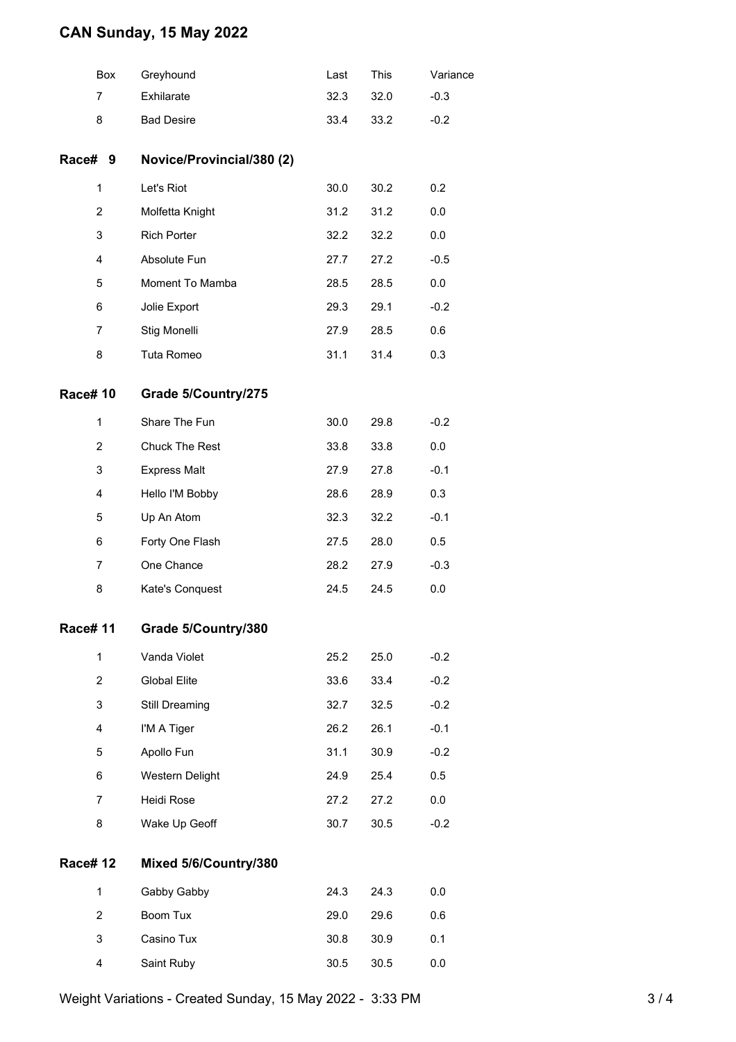# CAN Sunday, 15 May 2022

| Box | Greyhound | Last | This | Variance |
|---|---|---|---|---|
| 7 | Exhilarate | 32.3 | 32.0 | -0.3 |
| 8 | Bad Desire | 33.4 | 33.2 | -0.2 |

## Race# 9 Novice/Provincial/380 (2)

| Box | Greyhound | Last | This | Variance |
|---|---|---|---|---|
| 1 | Let's Riot | 30.0 | 30.2 | 0.2 |
| 2 | Molfetta Knight | 31.2 | 31.2 | 0.0 |
| 3 | Rich Porter | 32.2 | 32.2 | 0.0 |
| 4 | Absolute Fun | 27.7 | 27.2 | -0.5 |
| 5 | Moment To Mamba | 28.5 | 28.5 | 0.0 |
| 6 | Jolie Export | 29.3 | 29.1 | -0.2 |
| 7 | Stig Monelli | 27.9 | 28.5 | 0.6 |
| 8 | Tuta Romeo | 31.1 | 31.4 | 0.3 |

## Race# 10 Grade 5/Country/275

| Box | Greyhound | Last | This | Variance |
|---|---|---|---|---|
| 1 | Share The Fun | 30.0 | 29.8 | -0.2 |
| 2 | Chuck The Rest | 33.8 | 33.8 | 0.0 |
| 3 | Express Malt | 27.9 | 27.8 | -0.1 |
| 4 | Hello I'M Bobby | 28.6 | 28.9 | 0.3 |
| 5 | Up An Atom | 32.3 | 32.2 | -0.1 |
| 6 | Forty One Flash | 27.5 | 28.0 | 0.5 |
| 7 | One Chance | 28.2 | 27.9 | -0.3 |
| 8 | Kate's Conquest | 24.5 | 24.5 | 0.0 |

## Race# 11 Grade 5/Country/380

| Box | Greyhound | Last | This | Variance |
|---|---|---|---|---|
| 1 | Vanda Violet | 25.2 | 25.0 | -0.2 |
| 2 | Global Elite | 33.6 | 33.4 | -0.2 |
| 3 | Still Dreaming | 32.7 | 32.5 | -0.2 |
| 4 | I'M A Tiger | 26.2 | 26.1 | -0.1 |
| 5 | Apollo Fun | 31.1 | 30.9 | -0.2 |
| 6 | Western Delight | 24.9 | 25.4 | 0.5 |
| 7 | Heidi Rose | 27.2 | 27.2 | 0.0 |
| 8 | Wake Up Geoff | 30.7 | 30.5 | -0.2 |

## Race# 12 Mixed 5/6/Country/380

| Box | Greyhound | Last | This | Variance |
|---|---|---|---|---|
| 1 | Gabby Gabby | 24.3 | 24.3 | 0.0 |
| 2 | Boom Tux | 29.0 | 29.6 | 0.6 |
| 3 | Casino Tux | 30.8 | 30.9 | 0.1 |
| 4 | Saint Ruby | 30.5 | 30.5 | 0.0 |

Weight Variations - Created Sunday, 15 May 2022 - 3:33 PM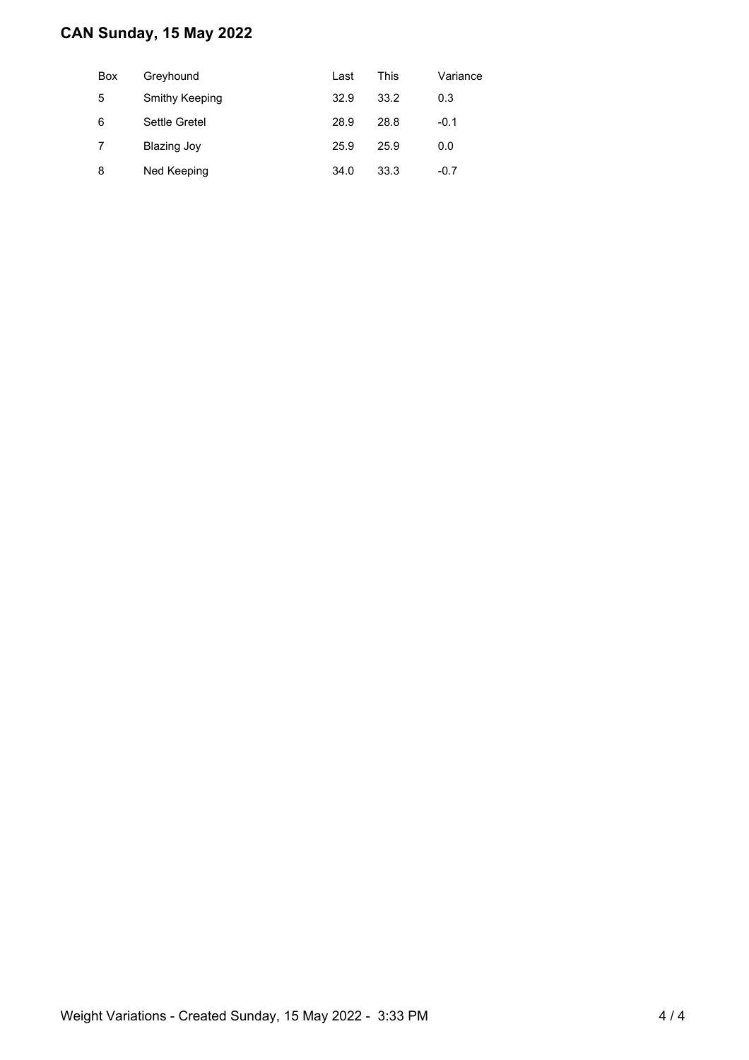# CAN Sunday, 15 May 2022

| Box | Greyhound | Last | This | Variance |
|---|---|---|---|---|
| 5 | Smithy Keeping | 32.9 | 33.2 | 0.3 |
| 6 | Settle Gretel | 28.9 | 28.8 | -0.1 |
| 7 | Blazing Joy | 25.9 | 25.9 | 0.0 |
| 8 | Ned Keeping | 34.0 | 33.3 | -0.7 |